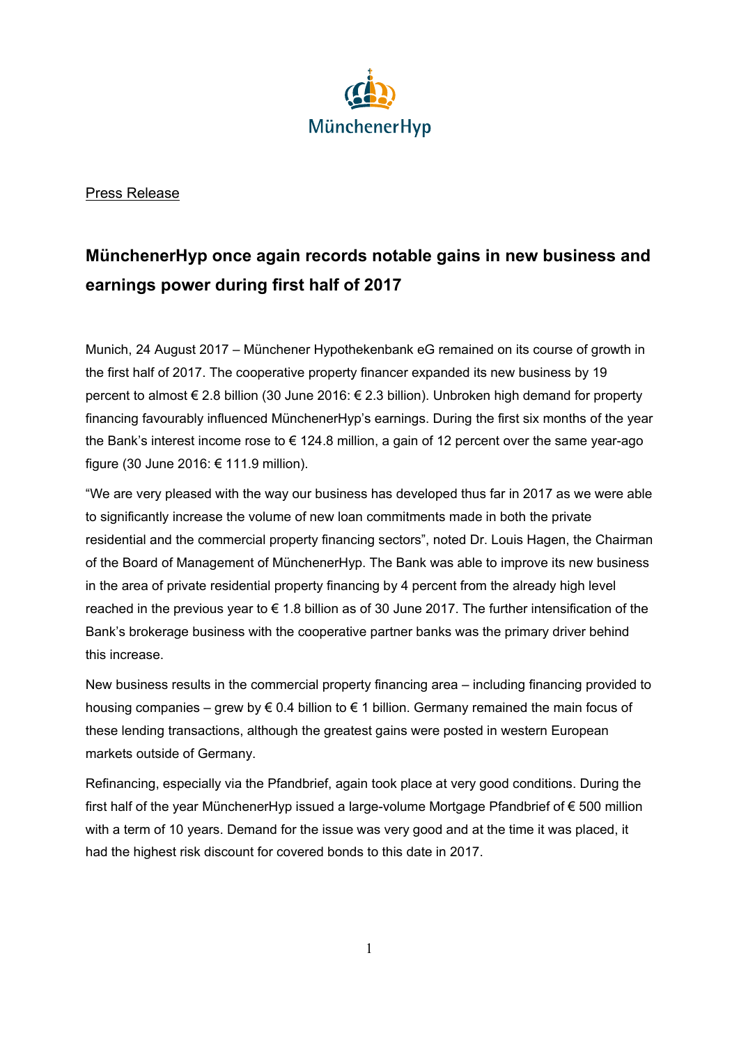MünchenerHyp

Press Release

# MünchenerHyp once again records notable gains in new business and earnings power during first half of 2017

Munich, 24 August 2017 – Münchener Hypothekenbank eG remained on its course of growth in the first half of 2017. The cooperative property financer expanded its new business by 19 percent to almost € 2.8 billion (30 June 2016: € 2.3 billion). Unbroken high demand for property financing favourably influenced MünchenerHyp's earnings. During the first six months of the year the Bank's interest income rose to € 124.8 million, a gain of 12 percent over the same year-ago figure (30 June 2016: € 111.9 million).

"We are very pleased with the way our business has developed thus far in 2017 as we were able to significantly increase the volume of new loan commitments made in both the private residential and the commercial property financing sectors", noted Dr. Louis Hagen, the Chairman of the Board of Management of MünchenerHyp. The Bank was able to improve its new business in the area of private residential property financing by 4 percent from the already high level reached in the previous year to € 1.8 billion as of 30 June 2017. The further intensification of the Bank's brokerage business with the cooperative partner banks was the primary driver behind this increase.

New business results in the commercial property financing area – including financing provided to housing companies – grew by € 0.4 billion to € 1 billion. Germany remained the main focus of these lending transactions, although the greatest gains were posted in western European markets outside of Germany.

Refinancing, especially via the Pfandbrief, again took place at very good conditions. During the first half of the year MünchenerHyp issued a large-volume Mortgage Pfandbrief of € 500 million with a term of 10 years. Demand for the issue was very good and at the time it was placed, it had the highest risk discount for covered bonds to this date in 2017.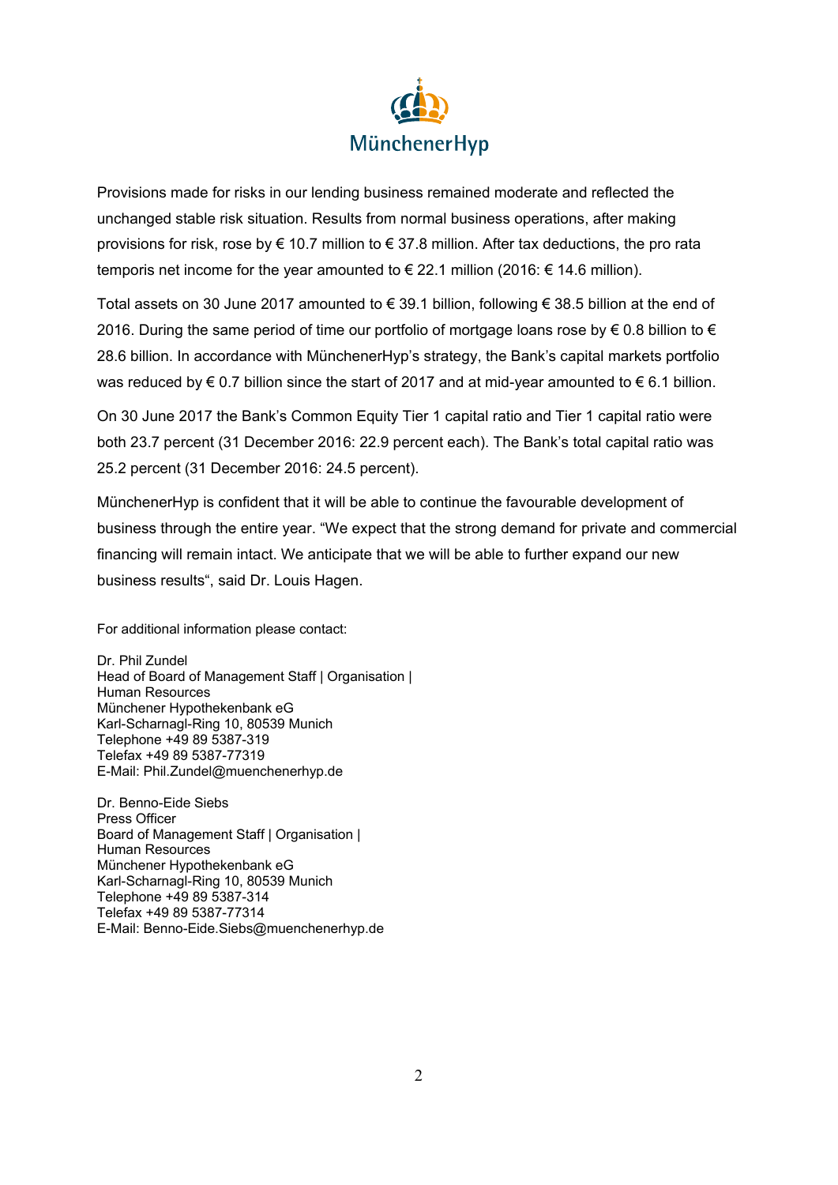Provisions made for risks in our lending business remained moderate and reflected the unchanged stable risk situation. Results from normal business operations, after making provisions for risk, rose by € 10.7 million to € 37.8 million. After tax deductions, the pro rata temporis net income for the year amounted to € 22.1 million (2016: € 14.6 million).

Total assets on 30 June 2017 amounted to € 39.1 billion, following € 38.5 billion at the end of 2016. During the same period of time our portfolio of mortgage loans rose by € 0.8 billion to € 28.6 billion. In accordance with MünchenerHyp's strategy, the Bank's capital markets portfolio was reduced by € 0.7 billion since the start of 2017 and at mid-year amounted to € 6.1 billion.

On 30 June 2017 the Bank's Common Equity Tier 1 capital ratio and Tier 1 capital ratio were both 23.7 percent (31 December 2016: 22.9 percent each). The Bank's total capital ratio was 25.2 percent (31 December 2016: 24.5 percent).

MünchenerHyp is confident that it will be able to continue the favourable development of business through the entire year. "We expect that the strong demand for private and commercial financing will remain intact. We anticipate that we will be able to further expand our new business results", said Dr. Louis Hagen.

For additional information please contact:

Dr. Phil Zundel
Head of Board of Management Staff | Organisation | Human Resources
Münchener Hypothekenbank eG
Karl-Scharnagl-Ring 10, 80539 Munich
Telephone +49 89 5387-319
Telefax +49 89 5387-77319
E-Mail: Phil.Zundel@muenchenerhyp.de

Dr. Benno-Eide Siebs
Press Officer
Board of Management Staff | Organisation | Human Resources
Münchener Hypothekenbank eG
Karl-Scharnagl-Ring 10, 80539 Munich
Telephone +49 89 5387-314
Telefax +49 89 5387-77314
E-Mail: Benno-Eide.Siebs@muenchenerhyp.de